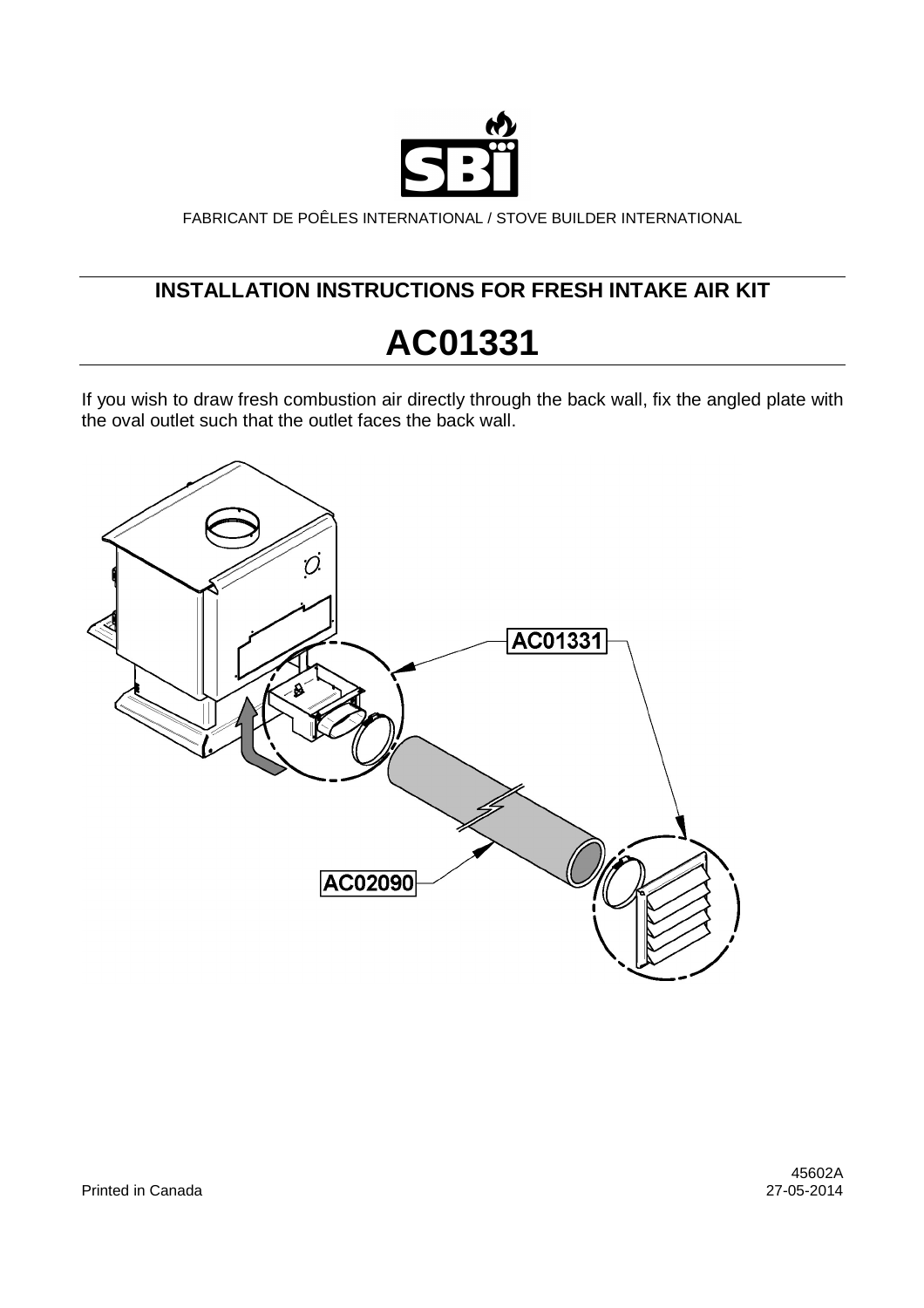FABRICANT DE POÊLES INTERNATIONAL / STOVE BUILDER INTERNATIONAL

## INSTALLATION INSTRUCTIONS FOR FRESH INTAKE AIR KIT

# AC01331

If you wish to draw fresh combustion air directly through the back wall, fix the angled plate with the oval outlet such that the outlet faces the back wall.

AC01331

AC02090

Printed in Canada

45602A
27-05-2014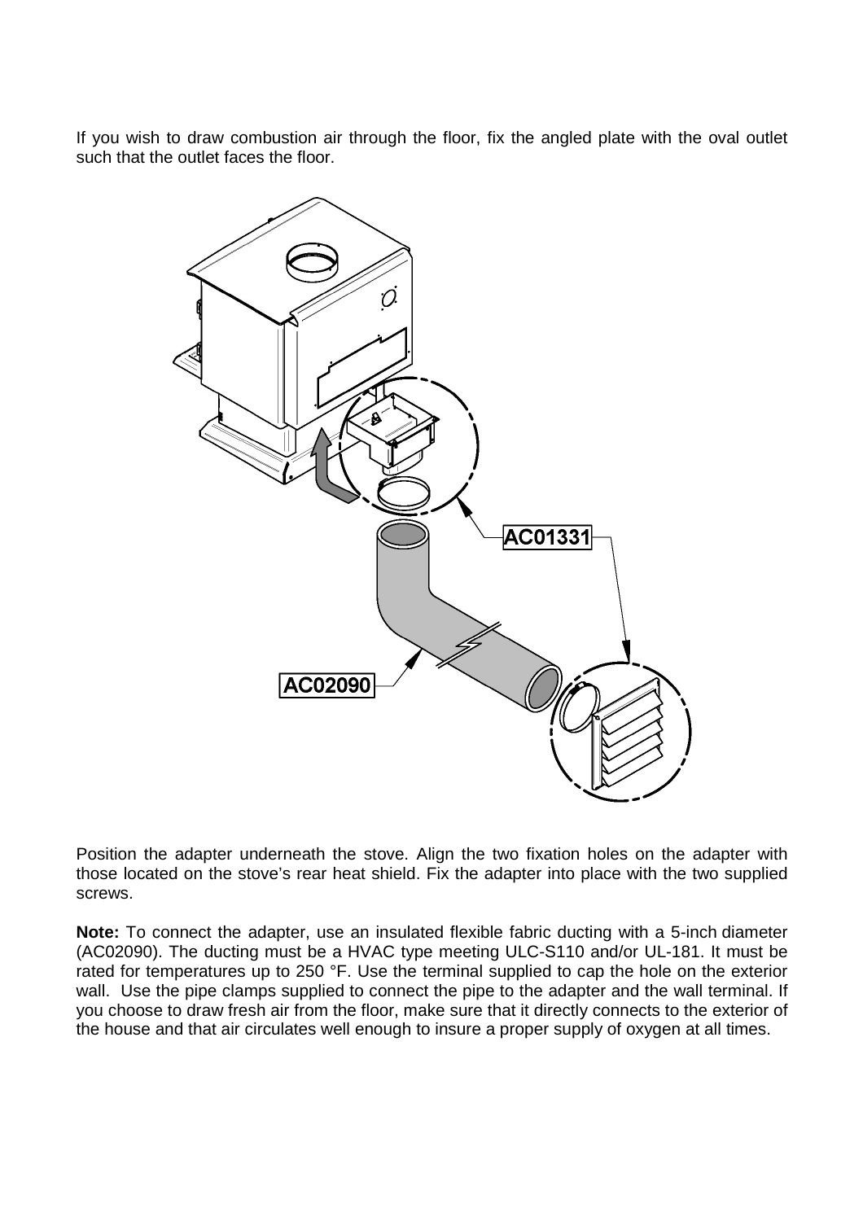If you wish to draw combustion air through the floor, fix the angled plate with the oval outlet such that the outlet faces the floor.

AC01331

AC02090

Position the adapter underneath the stove. Align the two fixation holes on the adapter with those located on the stove's rear heat shield. Fix the adapter into place with the two supplied screws.

**Note:** To connect the adapter, use an insulated flexible fabric ducting with a 5-inch diameter (AC02090). The ducting must be a HVAC type meeting ULC-S110 and/or UL-181. It must be rated for temperatures up to 250 °F. Use the terminal supplied to cap the hole on the exterior wall. Use the pipe clamps supplied to connect the pipe to the adapter and the wall terminal. If you choose to draw fresh air from the floor, make sure that it directly connects to the exterior of the house and that air circulates well enough to insure a proper supply of oxygen at all times.